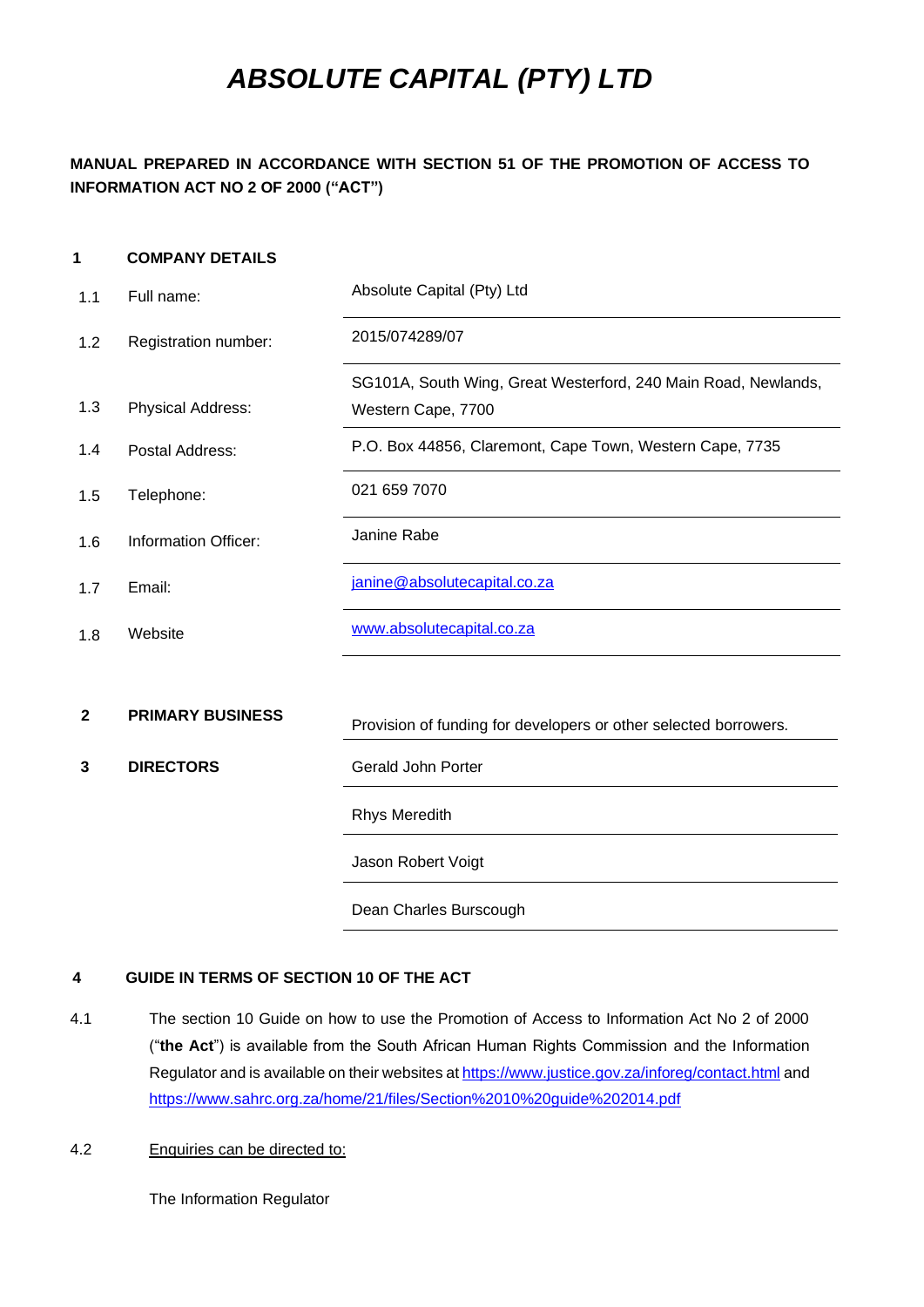# *ABSOLUTE CAPITAL (PTY) LTD*

**MANUAL PREPARED IN ACCORDANCE WITH SECTION 51 OF THE PROMOTION OF ACCESS TO INFORMATION ACT NO 2 OF 2000 ("ACT")**

## 1 COMPANY DETAILS

| | | |
|---|---|---|
| 1.1 | Full name: | Absolute Capital (Pty) Ltd |
| 1.2 | Registration number: | 2015/074289/07 |
| 1.3 | Physical Address: | SG101A, South Wing, Great Westerford, 240 Main Road, Newlands, Western Cape, 7700 |
| 1.4 | Postal Address: | P.O. Box 44856, Claremont, Cape Town, Western Cape, 7735 |
| 1.5 | Telephone: | 021 659 7070 |
| 1.6 | Information Officer: | Janine Rabe |
| 1.7 | Email: | janine@absolutecapital.co.za |
| 1.8 | Website | www.absolutecapital.co.za |

## 2 PRIMARY BUSINESS

Provision of funding for developers or other selected borrowers.

## 3 DIRECTORS

- Gerald John Porter
- Rhys Meredith
- Jason Robert Voigt
- Dean Charles Burscough

## 4 GUIDE IN TERMS OF SECTION 10 OF THE ACT

4.1 The section 10 Guide on how to use the Promotion of Access to Information Act No 2 of 2000 ("**the Act**") is available from the South African Human Rights Commission and the Information Regulator and is available on their websites at https://www.justice.gov.za/inforeg/contact.html and https://www.sahrc.org.za/home/21/files/Section%2010%20guide%202014.pdf

4.2 Enquiries can be directed to:

The Information Regulator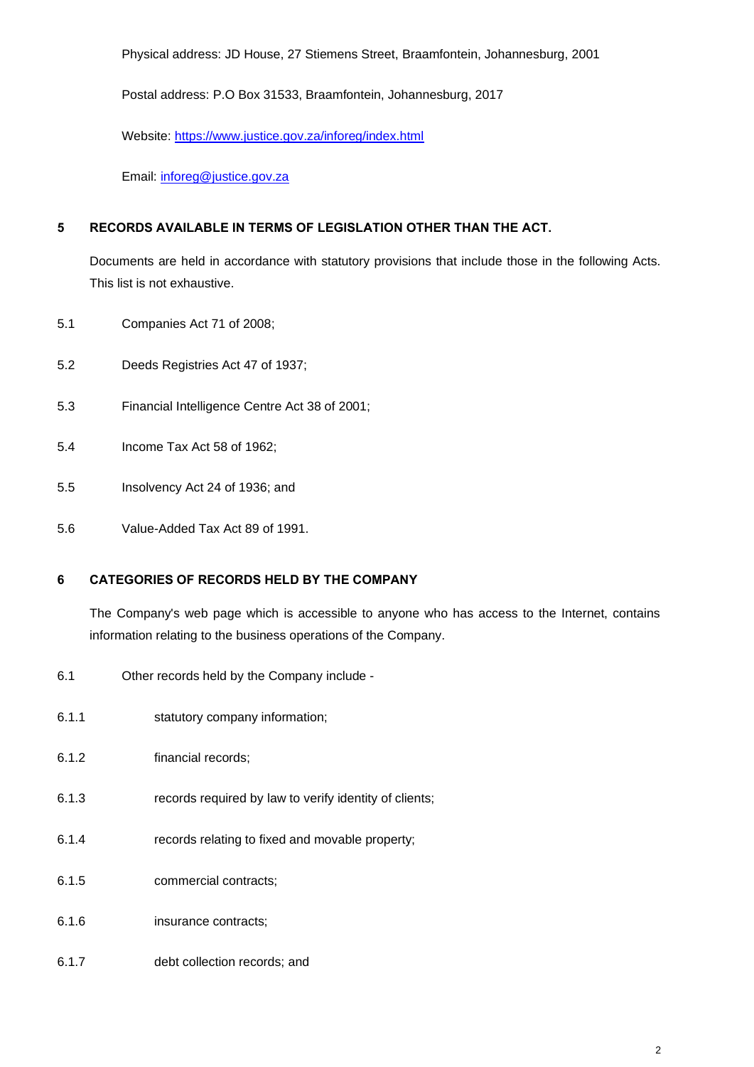Physical address: JD House, 27 Stiemens Street, Braamfontein, Johannesburg, 2001

Postal address: P.O Box 31533, Braamfontein, Johannesburg, 2017

Website: https://www.justice.gov.za/inforeg/index.html

Email: inforeg@justice.gov.za

## 5 RECORDS AVAILABLE IN TERMS OF LEGISLATION OTHER THAN THE ACT.

Documents are held in accordance with statutory provisions that include those in the following Acts. This list is not exhaustive.

5.1 Companies Act 71 of 2008;

5.2 Deeds Registries Act 47 of 1937;

5.3 Financial Intelligence Centre Act 38 of 2001;

5.4 Income Tax Act 58 of 1962;

5.5 Insolvency Act 24 of 1936; and

5.6 Value-Added Tax Act 89 of 1991.

## 6 CATEGORIES OF RECORDS HELD BY THE COMPANY

The Company's web page which is accessible to anyone who has access to the Internet, contains information relating to the business operations of the Company.

6.1 Other records held by the Company include -

6.1.1 statutory company information;

6.1.2 financial records;

6.1.3 records required by law to verify identity of clients;

6.1.4 records relating to fixed and movable property;

6.1.5 commercial contracts;

6.1.6 insurance contracts;

6.1.7 debt collection records; and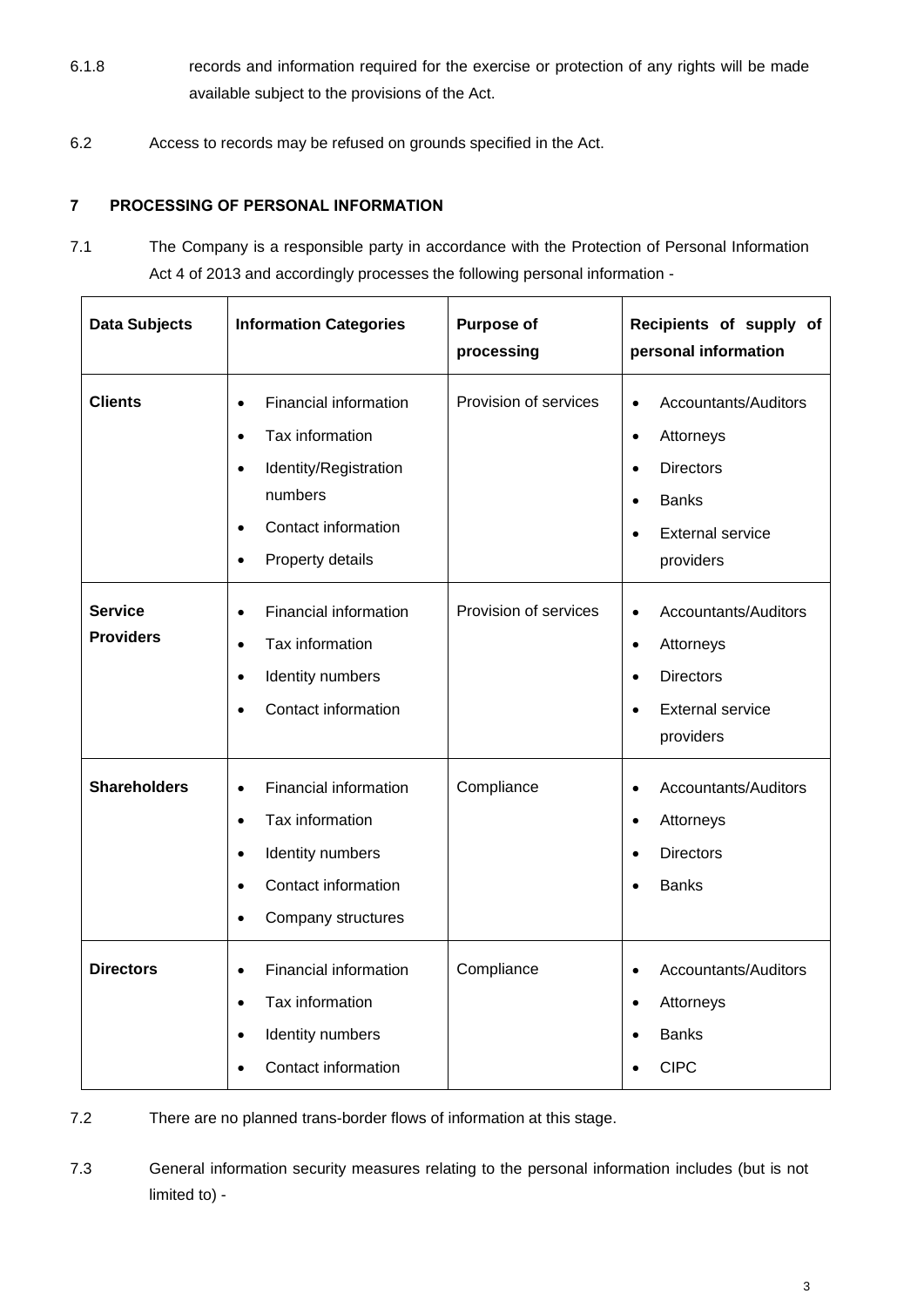6.1.8 records and information required for the exercise or protection of any rights will be made available subject to the provisions of the Act.

6.2 Access to records may be refused on grounds specified in the Act.

## 7 PROCESSING OF PERSONAL INFORMATION

7.1 The Company is a responsible party in accordance with the Protection of Personal Information Act 4 of 2013 and accordingly processes the following personal information -

| Data Subjects | Information Categories | Purpose of processing | Recipients of supply of personal information |
|---|---|---|---|
| **Clients** | • Financial information<br>• Tax information<br>• Identity/Registration numbers<br>• Contact information<br>• Property details | Provision of services | • Accountants/Auditors<br>• Attorneys<br>• Directors<br>• Banks<br>• External service providers |
| **Service Providers** | • Financial information<br>• Tax information<br>• Identity numbers<br>• Contact information | Provision of services | • Accountants/Auditors<br>• Attorneys<br>• Directors<br>• External service providers |
| **Shareholders** | • Financial information<br>• Tax information<br>• Identity numbers<br>• Contact information<br>• Company structures | Compliance | • Accountants/Auditors<br>• Attorneys<br>• Directors<br>• Banks |
| **Directors** | • Financial information<br>• Tax information<br>• Identity numbers<br>• Contact information | Compliance | • Accountants/Auditors<br>• Attorneys<br>• Banks<br>• CIPC |

7.2 There are no planned trans-border flows of information at this stage.

7.3 General information security measures relating to the personal information includes (but is not limited to) -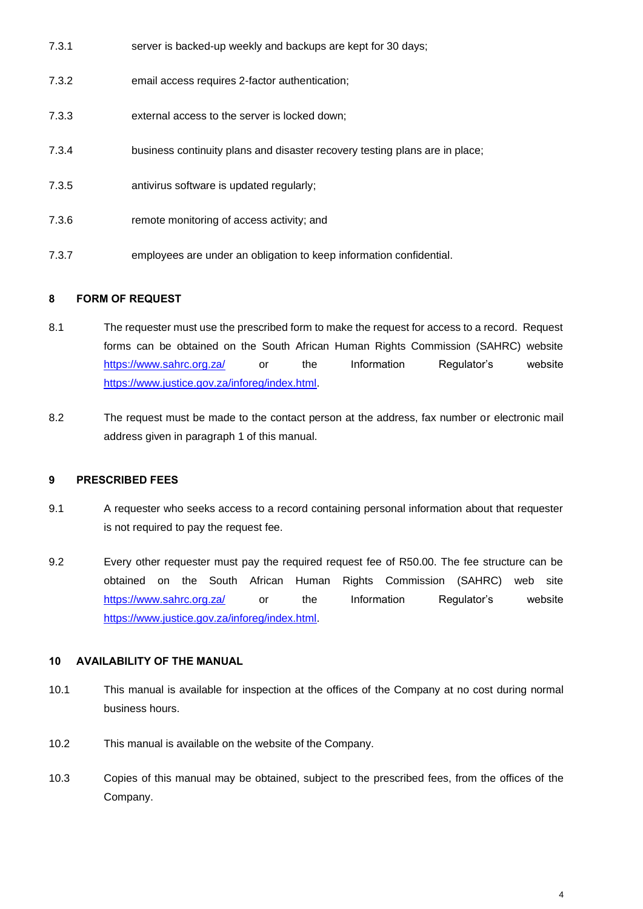7.3.1 server is backed-up weekly and backups are kept for 30 days;

7.3.2 email access requires 2-factor authentication;

7.3.3 external access to the server is locked down;

7.3.4 business continuity plans and disaster recovery testing plans are in place;

7.3.5 antivirus software is updated regularly;

7.3.6 remote monitoring of access activity; and

7.3.7 employees are under an obligation to keep information confidential.

## 8 FORM OF REQUEST

8.1 The requester must use the prescribed form to make the request for access to a record. Request forms can be obtained on the South African Human Rights Commission (SAHRC) website https://www.sahrc.org.za/ or the Information Regulator's website https://www.justice.gov.za/inforeg/index.html.

8.2 The request must be made to the contact person at the address, fax number or electronic mail address given in paragraph 1 of this manual.

## 9 PRESCRIBED FEES

9.1 A requester who seeks access to a record containing personal information about that requester is not required to pay the request fee.

9.2 Every other requester must pay the required request fee of R50.00. The fee structure can be obtained on the South African Human Rights Commission (SAHRC) web site https://www.sahrc.org.za/ or the Information Regulator's website https://www.justice.gov.za/inforeg/index.html.

## 10 AVAILABILITY OF THE MANUAL

10.1 This manual is available for inspection at the offices of the Company at no cost during normal business hours.

10.2 This manual is available on the website of the Company.

10.3 Copies of this manual may be obtained, subject to the prescribed fees, from the offices of the Company.